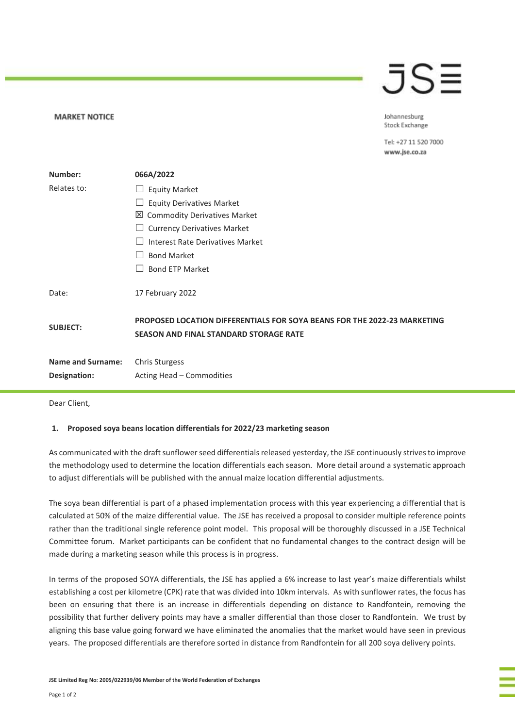**MARKET NOTICE**

Johannesburg Stock Exchange

Tel: +27 11 520 7000
www.jse.co.za

| | |
|---|---|
| **Number:** | **066A/2022** |
| Relates to: | ☐ Equity Market<br>☐ Equity Derivatives Market<br>☒ Commodity Derivatives Market<br>☐ Currency Derivatives Market<br>☐ Interest Rate Derivatives Market<br>☐ Bond Market<br>☐ Bond ETP Market |
| Date: | 17 February 2022 |
| **SUBJECT:** | **PROPOSED LOCATION DIFFERENTIALS FOR SOYA BEANS FOR THE 2022-23 MARKETING SEASON AND FINAL STANDARD STORAGE RATE** |
| **Name and Surname:** | Chris Sturgess |
| **Designation:** | Acting Head – Commodities |

Dear Client,

## 1. Proposed soya beans location differentials for 2022/23 marketing season

As communicated with the draft sunflower seed differentials released yesterday, the JSE continuously strives to improve the methodology used to determine the location differentials each season. More detail around a systematic approach to adjust differentials will be published with the annual maize location differential adjustments.

The soya bean differential is part of a phased implementation process with this year experiencing a differential that is calculated at 50% of the maize differential value. The JSE has received a proposal to consider multiple reference points rather than the traditional single reference point model. This proposal will be thoroughly discussed in a JSE Technical Committee forum. Market participants can be confident that no fundamental changes to the contract design will be made during a marketing season while this process is in progress.

In terms of the proposed SOYA differentials, the JSE has applied a 6% increase to last year's maize differentials whilst establishing a cost per kilometre (CPK) rate that was divided into 10km intervals. As with sunflower rates, the focus has been on ensuring that there is an increase in differentials depending on distance to Randfontein, removing the possibility that further delivery points may have a smaller differential than those closer to Randfontein. We trust by aligning this base value going forward we have eliminated the anomalies that the market would have seen in previous years. The proposed differentials are therefore sorted in distance from Randfontein for all 200 soya delivery points.

JSE Limited Reg No: 2005/022939/06 Member of the World Federation of Exchanges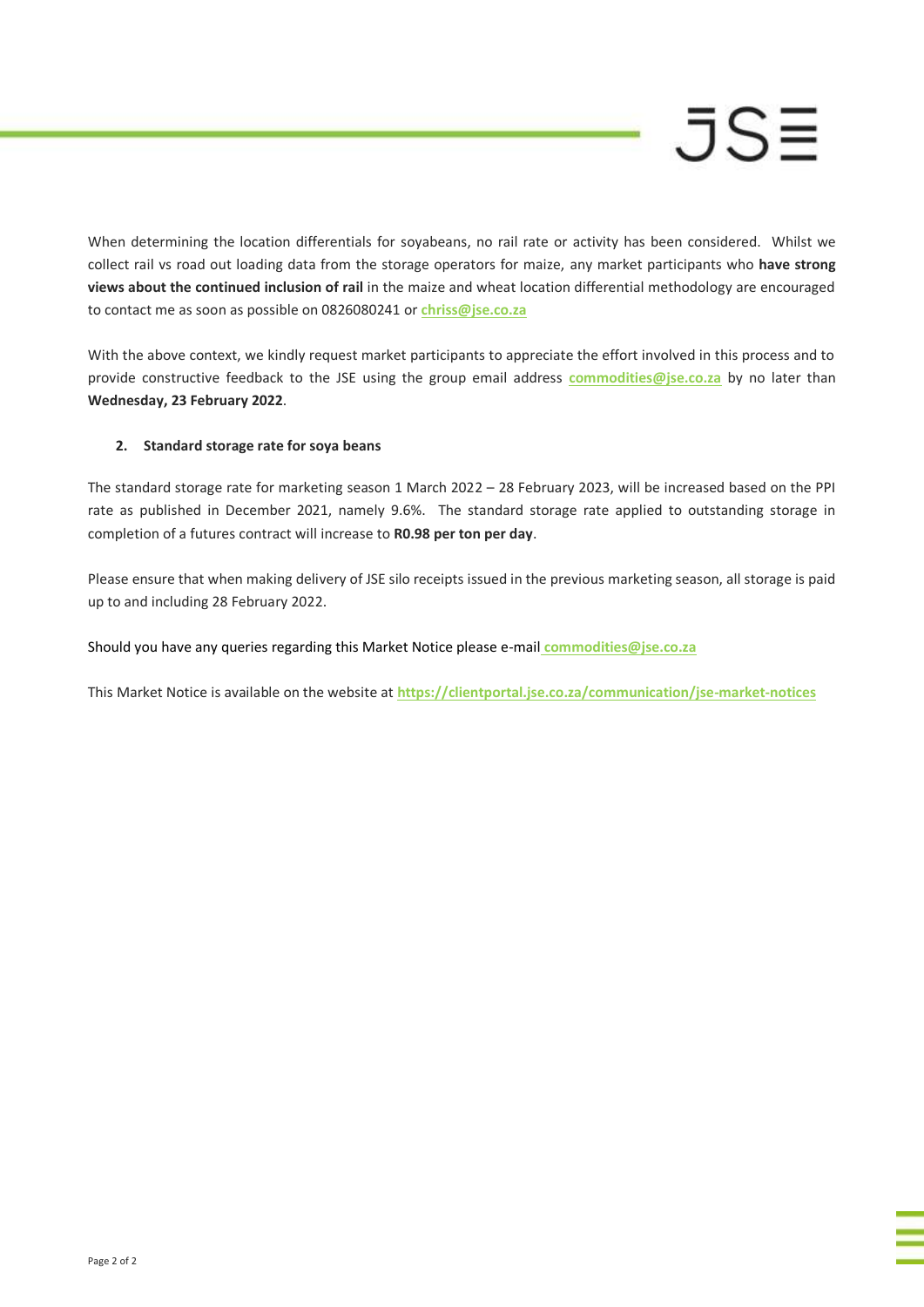When determining the location differentials for soyabeans, no rail rate or activity has been considered. Whilst we collect rail vs road out loading data from the storage operators for maize, any market participants who **have strong views about the continued inclusion of rail** in the maize and wheat location differential methodology are encouraged to contact me as soon as possible on 0826080241 or **chriss@jse.co.za**

With the above context, we kindly request market participants to appreciate the effort involved in this process and to provide constructive feedback to the JSE using the group email address **commodities@jse.co.za** by no later than **Wednesday, 23 February 2022**.

## 2. Standard storage rate for soya beans

The standard storage rate for marketing season 1 March 2022 – 28 February 2023, will be increased based on the PPI rate as published in December 2021, namely 9.6%. The standard storage rate applied to outstanding storage in completion of a futures contract will increase to **R0.98 per ton per day**.

Please ensure that when making delivery of JSE silo receipts issued in the previous marketing season, all storage is paid up to and including 28 February 2022.

Should you have any queries regarding this Market Notice please e-mail **commodities@jse.co.za**

This Market Notice is available on the website at **https://clientportal.jse.co.za/communication/jse-market-notices**